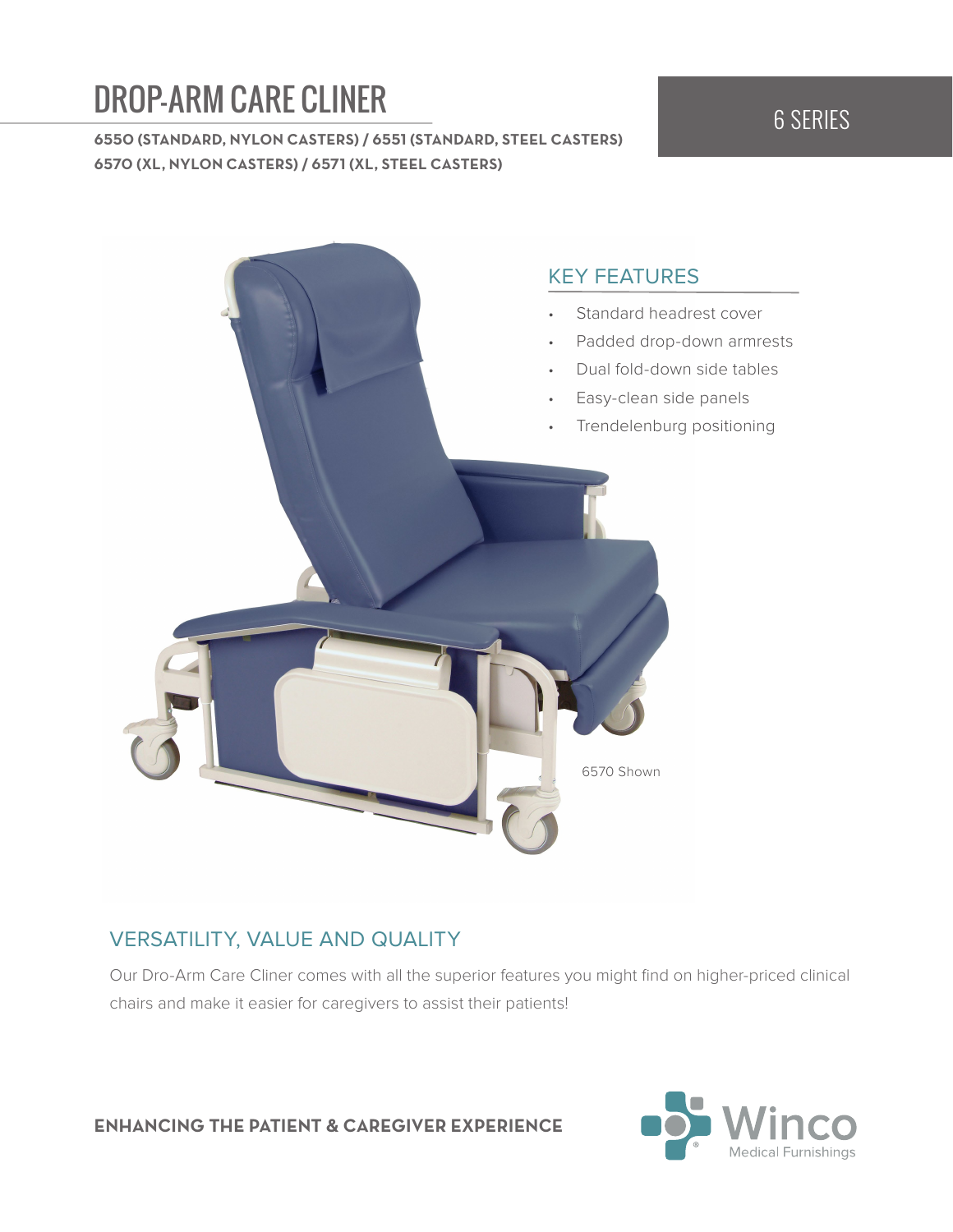# DROP-ARM CARE CLINER

**6550 (STANDARD, NYLON CASTERS) / 6551 (STANDARD, STEEL CASTERS)**
**6570 (XL, NYLON CASTERS) / 6571 (XL, STEEL CASTERS)**

6 SERIES

## KEY FEATURES

- Standard headrest cover
- Padded drop-down armrests
- Dual fold-down side tables
- Easy-clean side panels
- Trendelenburg positioning

6570 Shown

## VERSATILITY, VALUE AND QUALITY

Our Dro-Arm Care Cliner comes with all the superior features you might find on higher-priced clinical chairs and make it easier for caregivers to assist their patients!

**ENHANCING THE PATIENT & CAREGIVER EXPERIENCE**

Winco Medical Furnishings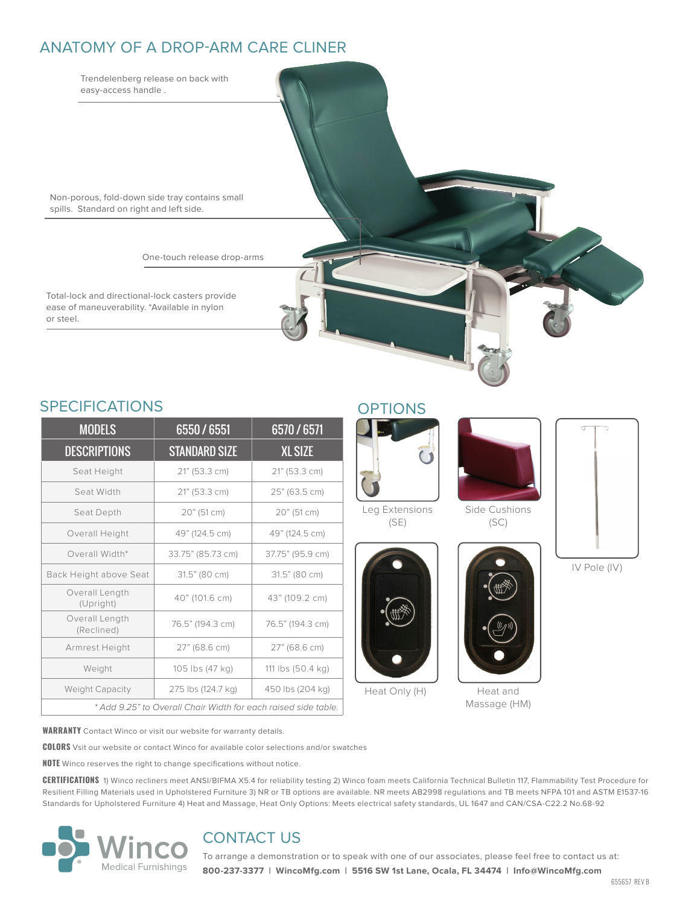## ANATOMY OF A DROP-ARM CARE CLINER

Trendelenberg release on back with easy-access handle .

Non-porous, fold-down side tray contains small spills. Standard on right and left side.

One-touch release drop-arms

Total-lock and directional-lock casters provide ease of maneuverability. *Available in nylon or steel.

## SPECIFICATIONS

| MODELS | 6550 / 6551 | 6570 / 6571 |
|---|---|---|
| DESCRIPTIONS | STANDARD SIZE | XL SIZE |
| Seat Height | 21" (53.3 cm) | 21" (53.3 cm) |
| Seat Width | 21" (53.3 cm) | 25" (63.5 cm) |
| Seat Depth | 20" (51 cm) | 20" (51 cm) |
| Overall Height | 49" (124.5 cm) | 49" (124.5 cm) |
| Overall Width* | 33.75" (85.73 cm) | 37.75" (95.9 cm) |
| Back Height above Seat | 31.5" (80 cm) | 31.5" (80 cm) |
| Overall Length (Upright) | 40" (101.6 cm) | 43" (109.2 cm) |
| Overall Length (Reclined) | 76.5" (194.3 cm) | 76.5" (194.3 cm) |
| Armrest Height | 27" (68.6 cm) | 27" (68.6 cm) |
| Weight | 105 lbs (47 kg) | 111 lbs (50.4 kg) |
| Weight Capacity | 275 lbs (124.7 kg) | 450 lbs (204 kg) |

*\* Add 9.25" to Overall Chair Width for each raised side table.*

## OPTIONS

Leg Extensions (SE)

Side Cushions (SC)

IV Pole (IV)

Heat Only (H)

Heat and Massage (HM)

**WARRANTY** Contact Winco or visit our website for warranty details.

**COLORS** Vsit our website or contact Winco for available color selections and/or swatches

**NOTE** Winco reserves the right to change specifications without notice.

**CERTIFICATIONS** 1) Winco recliners meet ANSI/BIFMA X5.4 for reliability testing 2) Winco foam meets California Technical Bulletin 117, Flammability Test Procedure for Resilient Filling Materials used in Upholstered Furniture 3) NR or TB options are available. NR meets AB2998 regulations and TB meets NFPA 101 and ASTM E1537-16 Standards for Upholstered Furniture 4) Heat and Massage, Heat Only Options: Meets electrical safety standards, UL 1647 and CAN/CSA-C22.2 No.68-92

Winco Medical Furnishings

## CONTACT US

To arrange a demonstration or to speak with one of our associates, please feel free to contact us at:
**800-237-3377 | WincoMfg.com | 5516 SW 1st Lane, Ocala, FL 34474 | Info@WincoMfg.com**

655657 REV B